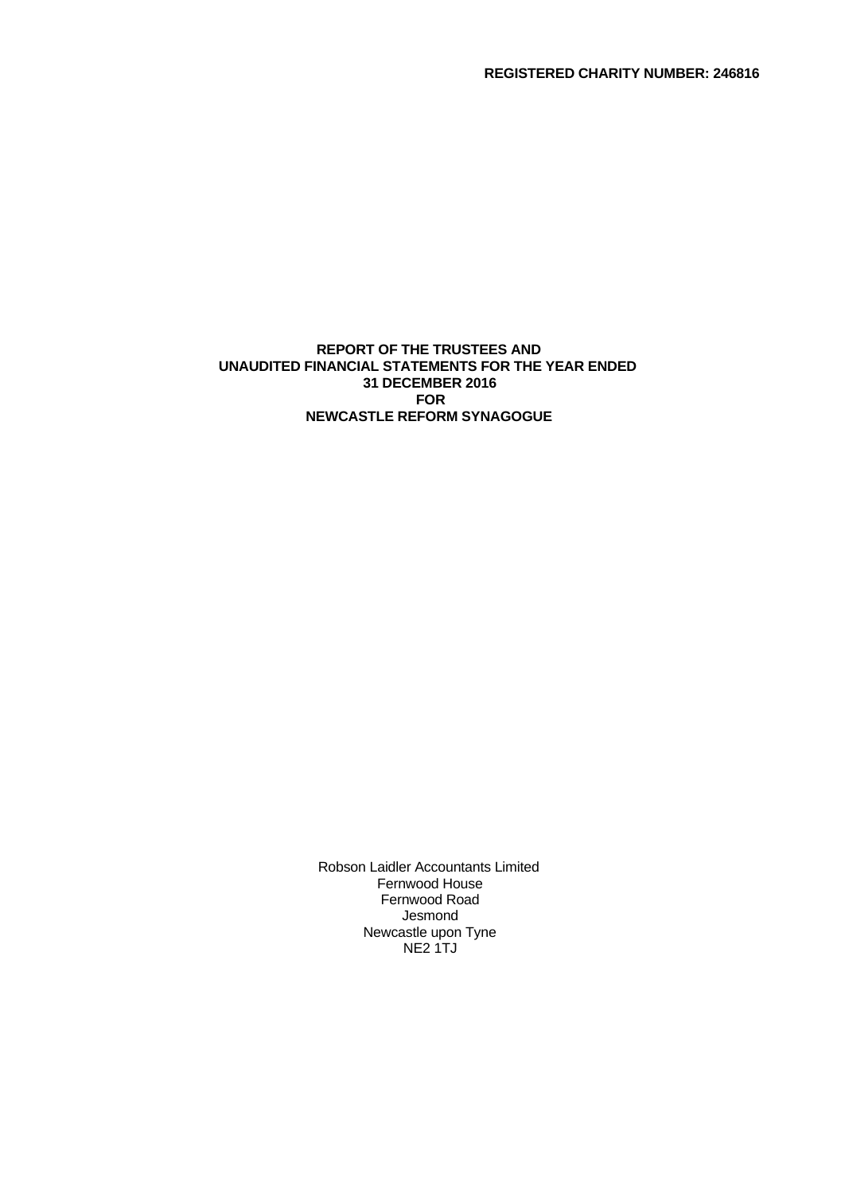**REGISTERED CHARITY NUMBER: 246816**

# REPORT OF THE TRUSTEES AND UNAUDITED FINANCIAL STATEMENTS FOR THE YEAR ENDED 31 DECEMBER 2016 FOR NEWCASTLE REFORM SYNAGOGUE

Robson Laidler Accountants Limited
Fernwood House
Fernwood Road
Jesmond
Newcastle upon Tyne
NE2 1TJ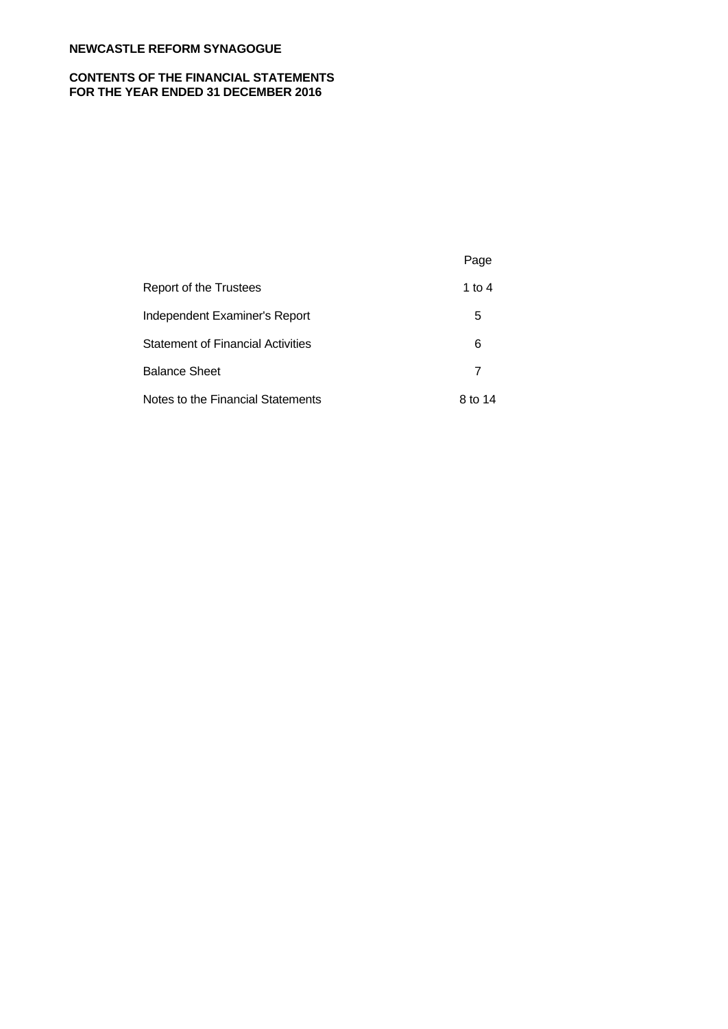**NEWCASTLE REFORM SYNAGOGUE**

**CONTENTS OF THE FINANCIAL STATEMENTS**
**FOR THE YEAR ENDED 31 DECEMBER 2016**

| | Page |
|---|---|
| Report of the Trustees | 1 to 4 |
| Independent Examiner's Report | 5 |
| Statement of Financial Activities | 6 |
| Balance Sheet | 7 |
| Notes to the Financial Statements | 8 to 14 |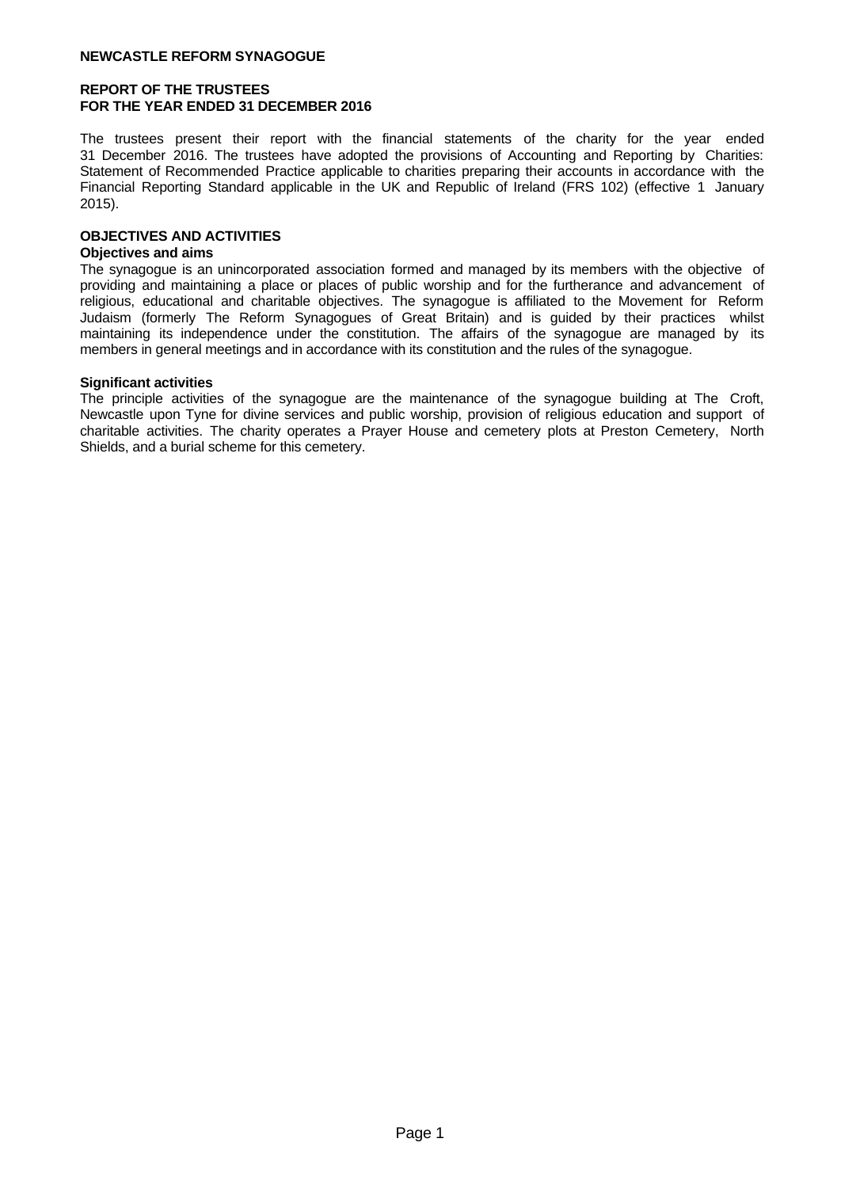**NEWCASTLE REFORM SYNAGOGUE**

**REPORT OF THE TRUSTEES**
**FOR THE YEAR ENDED 31 DECEMBER 2016**

The trustees present their report with the financial statements of the charity for the year ended 31 December 2016. The trustees have adopted the provisions of Accounting and Reporting by Charities: Statement of Recommended Practice applicable to charities preparing their accounts in accordance with the Financial Reporting Standard applicable in the UK and Republic of Ireland (FRS 102) (effective 1 January 2015).

## OBJECTIVES AND ACTIVITIES

### Objectives and aims

The synagogue is an unincorporated association formed and managed by its members with the objective of providing and maintaining a place or places of public worship and for the furtherance and advancement of religious, educational and charitable objectives. The synagogue is affiliated to the Movement for Reform Judaism (formerly The Reform Synagogues of Great Britain) and is guided by their practices whilst maintaining its independence under the constitution. The affairs of the synagogue are managed by its members in general meetings and in accordance with its constitution and the rules of the synagogue.

### Significant activities

The principle activities of the synagogue are the maintenance of the synagogue building at The Croft, Newcastle upon Tyne for divine services and public worship, provision of religious education and support of charitable activities. The charity operates a Prayer House and cemetery plots at Preston Cemetery, North Shields, and a burial scheme for this cemetery.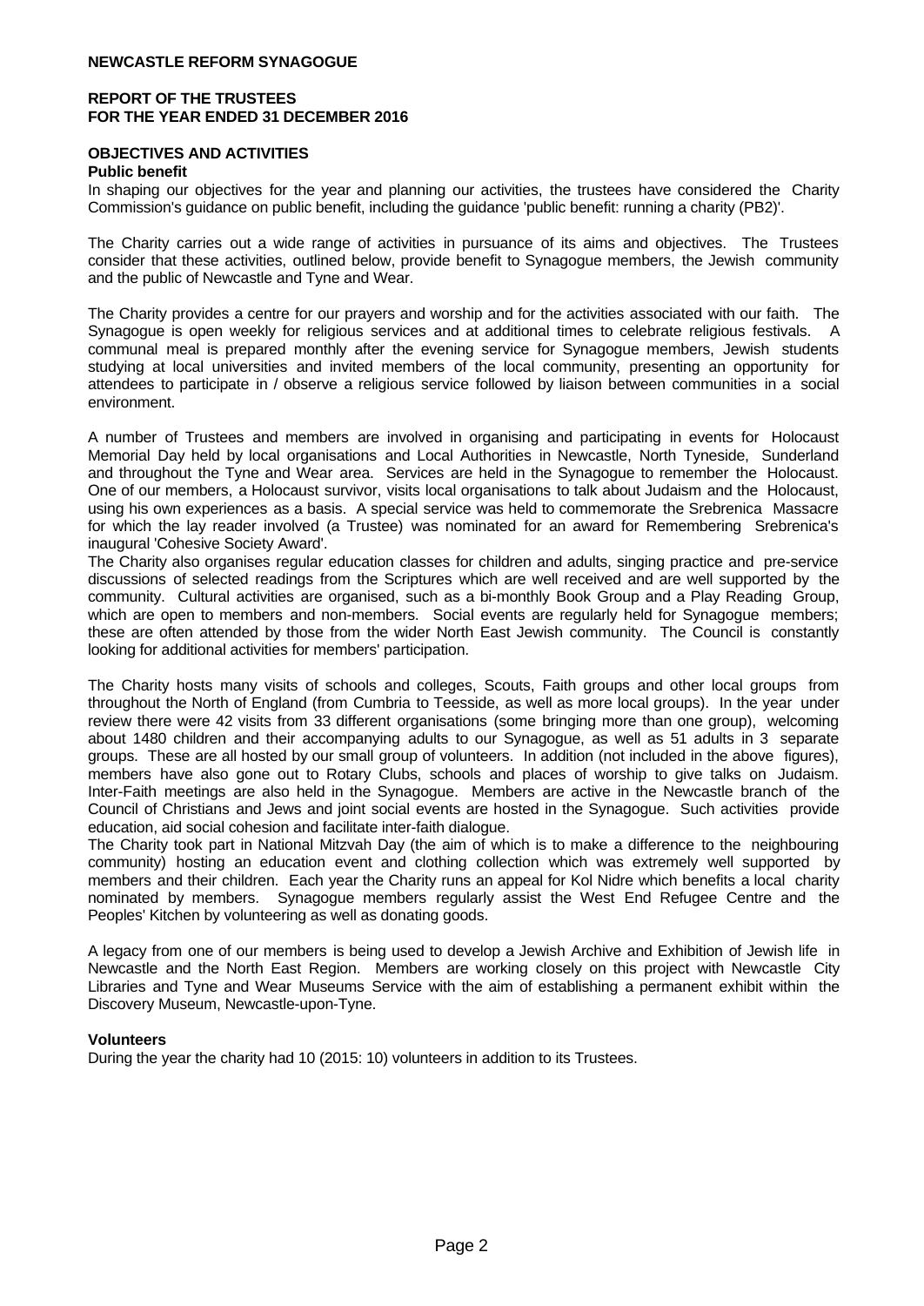**NEWCASTLE REFORM SYNAGOGUE**

**REPORT OF THE TRUSTEES**
**FOR THE YEAR ENDED 31 DECEMBER 2016**

## OBJECTIVES AND ACTIVITIES

### Public benefit

In shaping our objectives for the year and planning our activities, the trustees have considered the Charity Commission's guidance on public benefit, including the guidance 'public benefit: running a charity (PB2)'.

The Charity carries out a wide range of activities in pursuance of its aims and objectives. The Trustees consider that these activities, outlined below, provide benefit to Synagogue members, the Jewish community and the public of Newcastle and Tyne and Wear.

The Charity provides a centre for our prayers and worship and for the activities associated with our faith. The Synagogue is open weekly for religious services and at additional times to celebrate religious festivals. A communal meal is prepared monthly after the evening service for Synagogue members, Jewish students studying at local universities and invited members of the local community, presenting an opportunity for attendees to participate in / observe a religious service followed by liaison between communities in a social environment.

A number of Trustees and members are involved in organising and participating in events for Holocaust Memorial Day held by local organisations and Local Authorities in Newcastle, North Tyneside, Sunderland and throughout the Tyne and Wear area. Services are held in the Synagogue to remember the Holocaust. One of our members, a Holocaust survivor, visits local organisations to talk about Judaism and the Holocaust, using his own experiences as a basis. A special service was held to commemorate the Srebrenica Massacre for which the lay reader involved (a Trustee) was nominated for an award for Remembering Srebrenica's inaugural 'Cohesive Society Award'.

The Charity also organises regular education classes for children and adults, singing practice and pre-service discussions of selected readings from the Scriptures which are well received and are well supported by the community. Cultural activities are organised, such as a bi-monthly Book Group and a Play Reading Group, which are open to members and non-members. Social events are regularly held for Synagogue members; these are often attended by those from the wider North East Jewish community. The Council is constantly looking for additional activities for members' participation.

The Charity hosts many visits of schools and colleges, Scouts, Faith groups and other local groups from throughout the North of England (from Cumbria to Teesside, as well as more local groups). In the year under review there were 42 visits from 33 different organisations (some bringing more than one group), welcoming about 1480 children and their accompanying adults to our Synagogue, as well as 51 adults in 3 separate groups. These are all hosted by our small group of volunteers. In addition (not included in the above figures), members have also gone out to Rotary Clubs, schools and places of worship to give talks on Judaism. Inter-Faith meetings are also held in the Synagogue. Members are active in the Newcastle branch of the Council of Christians and Jews and joint social events are hosted in the Synagogue. Such activities provide education, aid social cohesion and facilitate inter-faith dialogue.

The Charity took part in National Mitzvah Day (the aim of which is to make a difference to the neighbouring community) hosting an education event and clothing collection which was extremely well supported by members and their children. Each year the Charity runs an appeal for Kol Nidre which benefits a local charity nominated by members. Synagogue members regularly assist the West End Refugee Centre and the Peoples' Kitchen by volunteering as well as donating goods.

A legacy from one of our members is being used to develop a Jewish Archive and Exhibition of Jewish life in Newcastle and the North East Region. Members are working closely on this project with Newcastle City Libraries and Tyne and Wear Museums Service with the aim of establishing a permanent exhibit within the Discovery Museum, Newcastle-upon-Tyne.

### Volunteers

During the year the charity had 10 (2015: 10) volunteers in addition to its Trustees.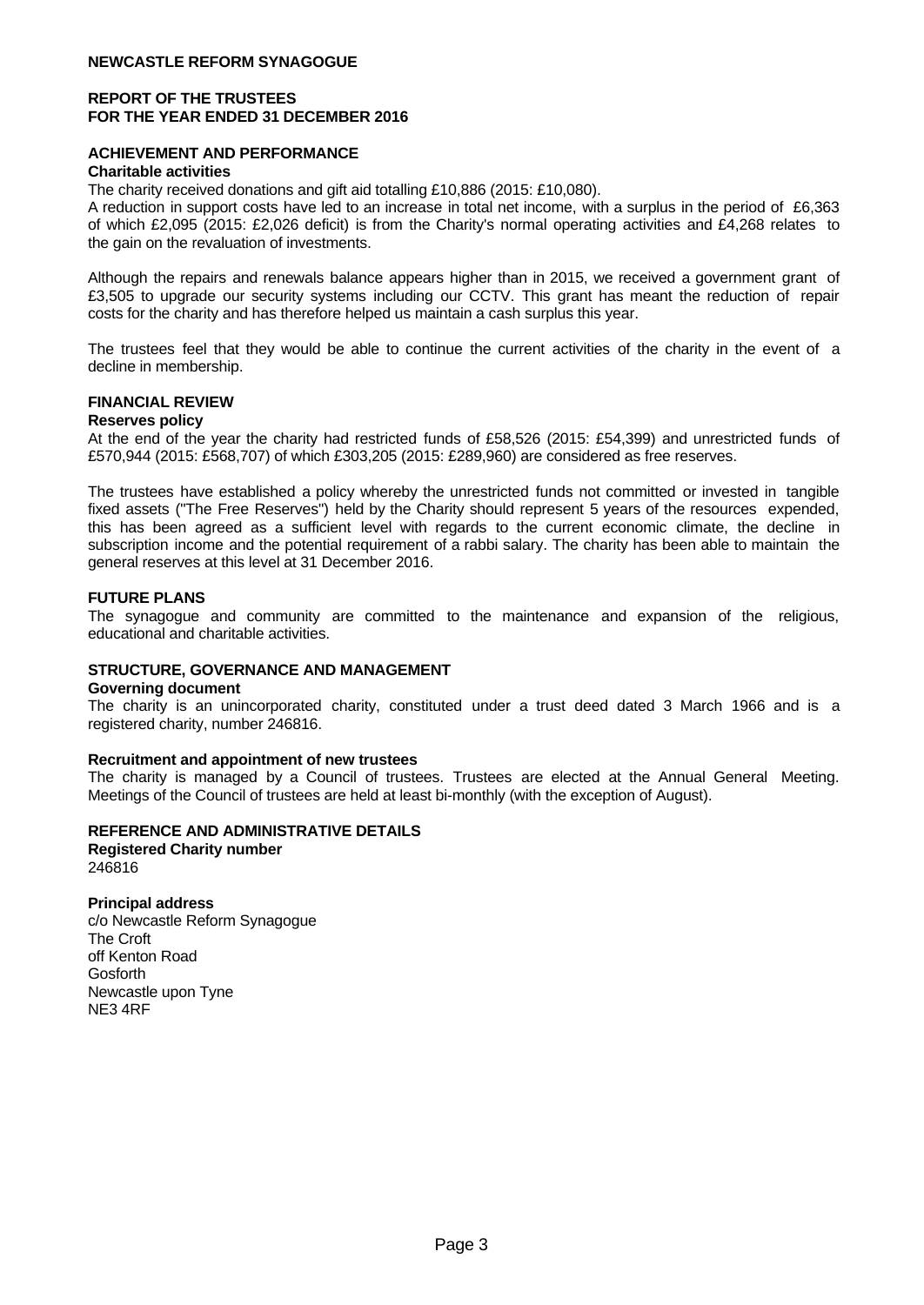NEWCASTLE REFORM SYNAGOGUE

REPORT OF THE TRUSTEES
FOR THE YEAR ENDED 31 DECEMBER 2016

## ACHIEVEMENT AND PERFORMANCE

### Charitable activities

The charity received donations and gift aid totalling £10,886 (2015: £10,080).

A reduction in support costs have led to an increase in total net income, with a surplus in the period of £6,363 of which £2,095 (2015: £2,026 deficit) is from the Charity's normal operating activities and £4,268 relates to the gain on the revaluation of investments.

Although the repairs and renewals balance appears higher than in 2015, we received a government grant of £3,505 to upgrade our security systems including our CCTV. This grant has meant the reduction of repair costs for the charity and has therefore helped us maintain a cash surplus this year.

The trustees feel that they would be able to continue the current activities of the charity in the event of a decline in membership.

## FINANCIAL REVIEW

### Reserves policy

At the end of the year the charity had restricted funds of £58,526 (2015: £54,399) and unrestricted funds of £570,944 (2015: £568,707) of which £303,205 (2015: £289,960) are considered as free reserves.

The trustees have established a policy whereby the unrestricted funds not committed or invested in tangible fixed assets ("The Free Reserves") held by the Charity should represent 5 years of the resources expended, this has been agreed as a sufficient level with regards to the current economic climate, the decline in subscription income and the potential requirement of a rabbi salary. The charity has been able to maintain the general reserves at this level at 31 December 2016.

## FUTURE PLANS

The synagogue and community are committed to the maintenance and expansion of the religious, educational and charitable activities.

## STRUCTURE, GOVERNANCE AND MANAGEMENT

### Governing document

The charity is an unincorporated charity, constituted under a trust deed dated 3 March 1966 and is a registered charity, number 246816.

### Recruitment and appointment of new trustees

The charity is managed by a Council of trustees. Trustees are elected at the Annual General Meeting. Meetings of the Council of trustees are held at least bi-monthly (with the exception of August).

## REFERENCE AND ADMINISTRATIVE DETAILS

### Registered Charity number

246816

### Principal address

c/o Newcastle Reform Synagogue
The Croft
off Kenton Road
Gosforth
Newcastle upon Tyne
NE3 4RF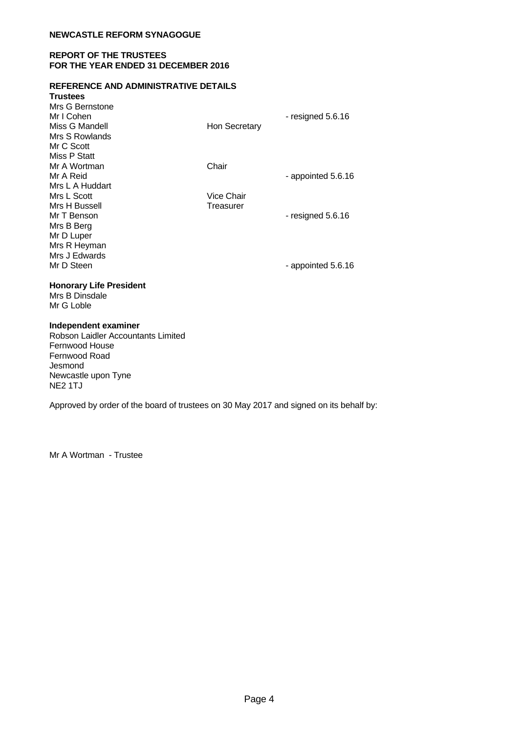**NEWCASTLE REFORM SYNAGOGUE**

**REPORT OF THE TRUSTEES**
**FOR THE YEAR ENDED 31 DECEMBER 2016**

**REFERENCE AND ADMINISTRATIVE DETAILS**

**Trustees**

| | | |
|---|---|---|
| Mrs G Bernstone | | |
| Mr I Cohen | | - resigned 5.6.16 |
| Miss G Mandell | Hon Secretary | |
| Mrs S Rowlands | | |
| Mr C Scott | | |
| Miss P Statt | | |
| Mr A Wortman | Chair | |
| Mr A Reid | | - appointed 5.6.16 |
| Mrs L A Huddart | | |
| Mrs L Scott | Vice Chair | |
| Mrs H Bussell | Treasurer | |
| Mr T Benson | | - resigned 5.6.16 |
| Mrs B Berg | | |
| Mr D Luper | | |
| Mrs R Heyman | | |
| Mrs J Edwards | | |
| Mr D Steen | | - appointed 5.6.16 |

**Honorary Life President**
Mrs B Dinsdale
Mr G Loble

**Independent examiner**
Robson Laidler Accountants Limited
Fernwood House
Fernwood Road
Jesmond
Newcastle upon Tyne
NE2 1TJ

Approved by order of the board of trustees on 30 May 2017 and signed on its behalf by:

Mr A Wortman - Trustee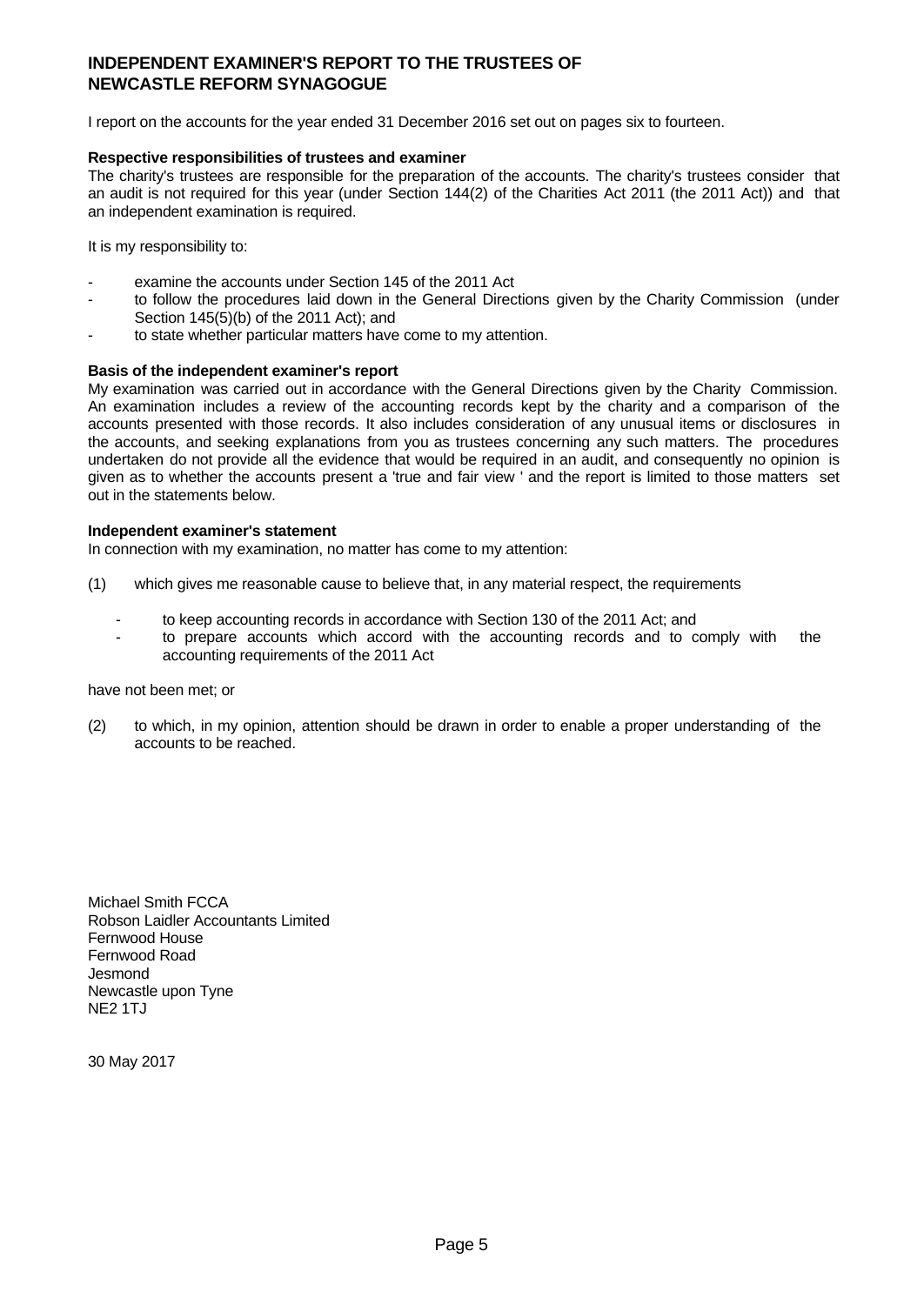# INDEPENDENT EXAMINER'S REPORT TO THE TRUSTEES OF NEWCASTLE REFORM SYNAGOGUE

I report on the accounts for the year ended 31 December 2016 set out on pages six to fourteen.

**Respective responsibilities of trustees and examiner**
The charity's trustees are responsible for the preparation of the accounts. The charity's trustees consider that an audit is not required for this year (under Section 144(2) of the Charities Act 2011 (the 2011 Act)) and that an independent examination is required.

It is my responsibility to:

- examine the accounts under Section 145 of the 2011 Act
- to follow the procedures laid down in the General Directions given by the Charity Commission (under Section 145(5)(b) of the 2011 Act); and
- to state whether particular matters have come to my attention.

**Basis of the independent examiner's report**
My examination was carried out in accordance with the General Directions given by the Charity Commission. An examination includes a review of the accounting records kept by the charity and a comparison of the accounts presented with those records. It also includes consideration of any unusual items or disclosures in the accounts, and seeking explanations from you as trustees concerning any such matters. The procedures undertaken do not provide all the evidence that would be required in an audit, and consequently no opinion is given as to whether the accounts present a 'true and fair view ' and the report is limited to those matters set out in the statements below.

**Independent examiner's statement**
In connection with my examination, no matter has come to my attention:

(1) which gives me reasonable cause to believe that, in any material respect, the requirements

- to keep accounting records in accordance with Section 130 of the 2011 Act; and
- to prepare accounts which accord with the accounting records and to comply with the accounting requirements of the 2011 Act

have not been met; or

(2) to which, in my opinion, attention should be drawn in order to enable a proper understanding of the accounts to be reached.

Michael Smith FCCA
Robson Laidler Accountants Limited
Fernwood House
Fernwood Road
Jesmond
Newcastle upon Tyne
NE2 1TJ

30 May 2017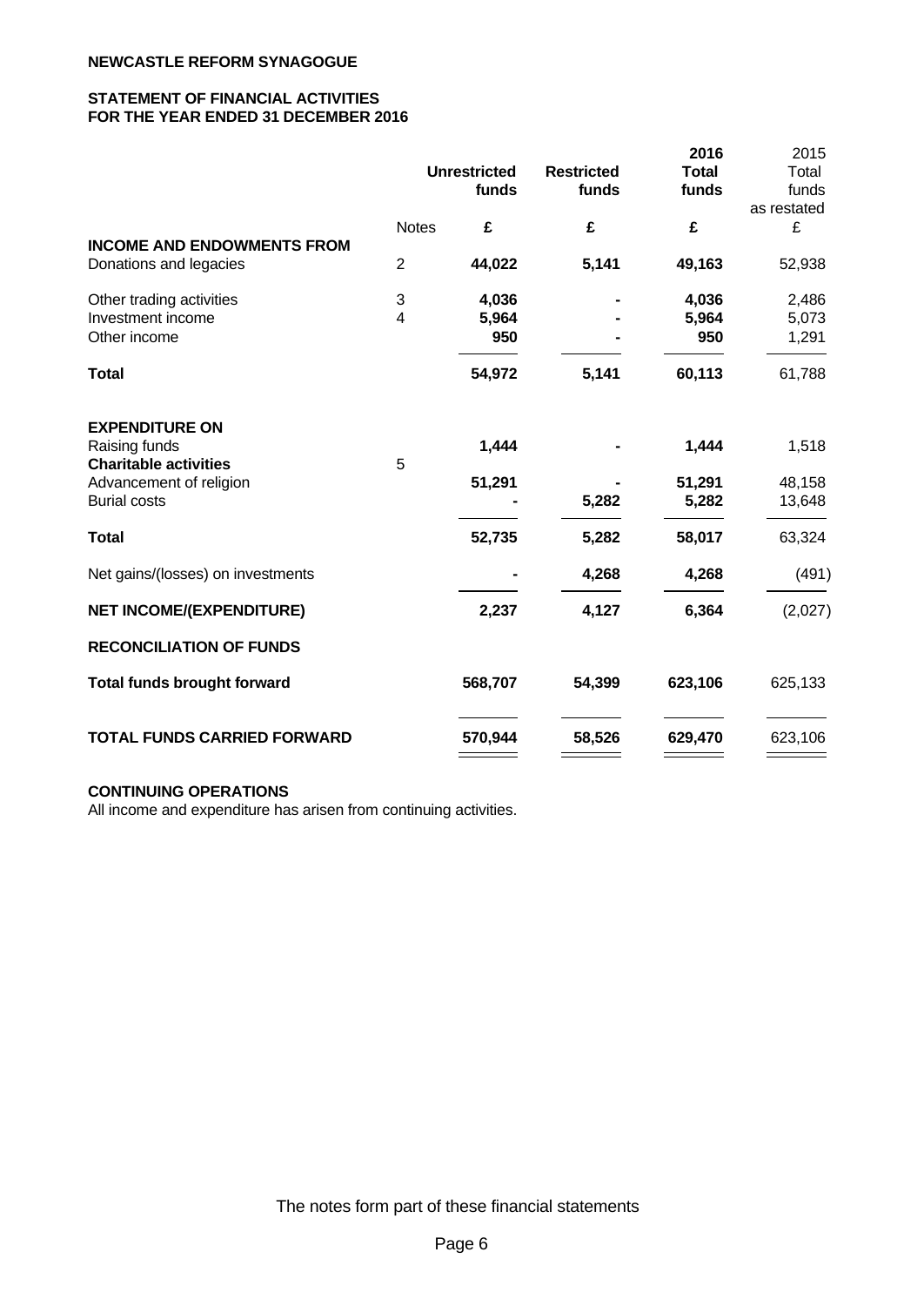**NEWCASTLE REFORM SYNAGOGUE**

**STATEMENT OF FINANCIAL ACTIVITIES**
**FOR THE YEAR ENDED 31 DECEMBER 2016**

| | Notes | Unrestricted funds | Restricted funds | 2016 Total funds | 2015 Total funds as restated |
|---|---|---|---|---|---|
| | | £ | £ | £ | £ |
| **INCOME AND ENDOWMENTS FROM** | | | | | |
| Donations and legacies | 2 | **44,022** | **5,141** | **49,163** | 52,938 |
| Other trading activities | 3 | **4,036** | **-** | **4,036** | 2,486 |
| Investment income | 4 | **5,964** | **-** | **5,964** | 5,073 |
| Other income | | **950** | **-** | **950** | 1,291 |
| **Total** | | **54,972** | **5,141** | **60,113** | 61,788 |
| **EXPENDITURE ON** | | | | | |
| Raising funds | | **1,444** | **-** | **1,444** | 1,518 |
| **Charitable activities** | 5 | | | | |
| Advancement of religion | | **51,291** | **-** | **51,291** | 48,158 |
| Burial costs | | **-** | **5,282** | **5,282** | 13,648 |
| **Total** | | **52,735** | **5,282** | **58,017** | 63,324 |
| Net gains/(losses) on investments | | **-** | **4,268** | **4,268** | (491) |
| **NET INCOME/(EXPENDITURE)** | | **2,237** | **4,127** | **6,364** | (2,027) |
| **RECONCILIATION OF FUNDS** | | | | | |
| **Total funds brought forward** | | **568,707** | **54,399** | **623,106** | 625,133 |
| **TOTAL FUNDS CARRIED FORWARD** | | **570,944** | **58,526** | **629,470** | 623,106 |

**CONTINUING OPERATIONS**
All income and expenditure has arisen from continuing activities.

The notes form part of these financial statements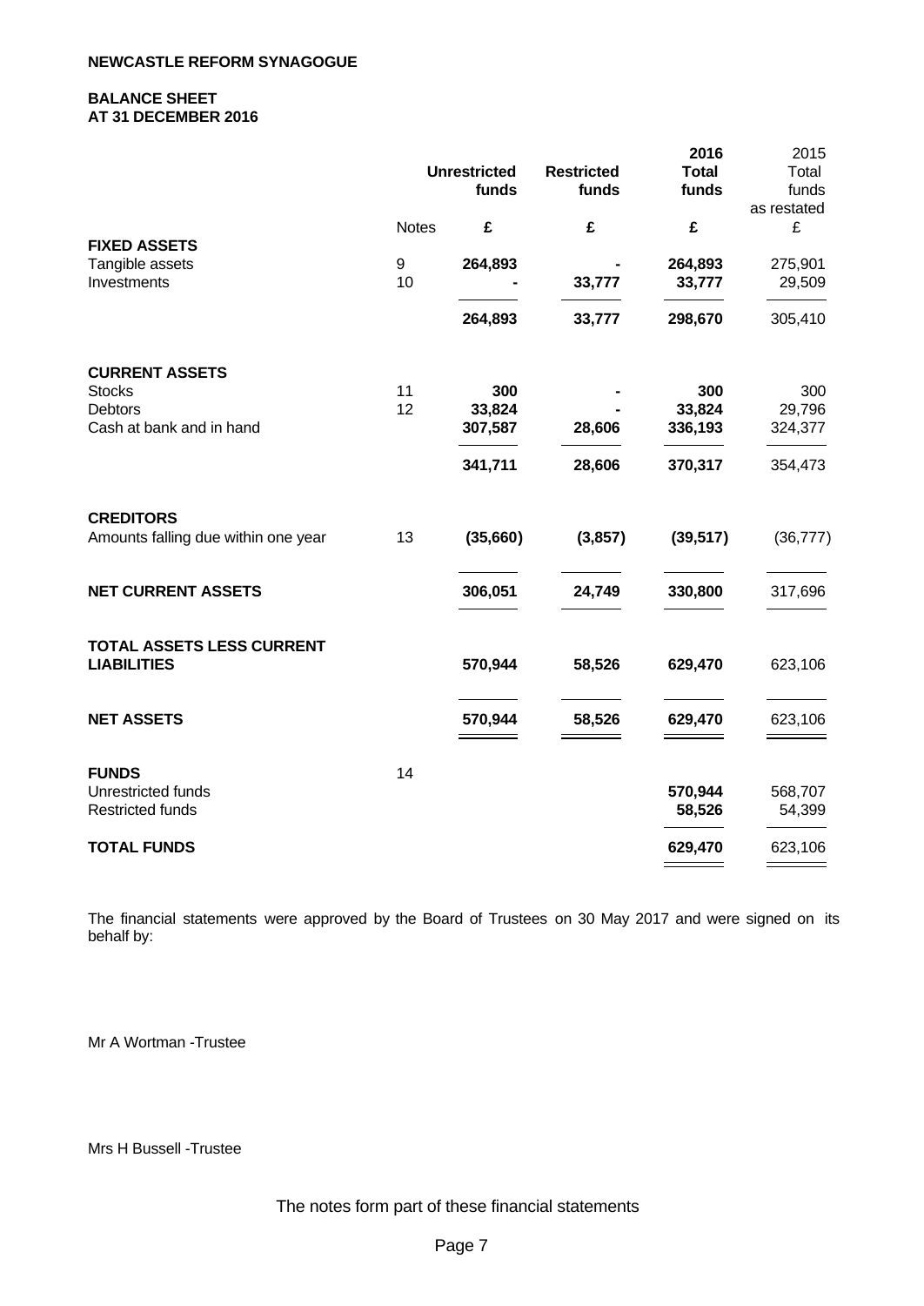**NEWCASTLE REFORM SYNAGOGUE**

**BALANCE SHEET**
**AT 31 DECEMBER 2016**

| | Notes | Unrestricted funds £ | Restricted funds £ | 2016 Total funds £ | 2015 Total funds as restated £ |
|---|---|---|---|---|---|
| **FIXED ASSETS** | | | | | |
| Tangible assets | 9 | **264,893** | **-** | **264,893** | 275,901 |
| Investments | 10 | **-** | **33,777** | **33,777** | 29,509 |
| | | **264,893** | **33,777** | **298,670** | 305,410 |
| **CURRENT ASSETS** | | | | | |
| Stocks | 11 | **300** | **-** | **300** | 300 |
| Debtors | 12 | **33,824** | **-** | **33,824** | 29,796 |
| Cash at bank and in hand | | **307,587** | **28,606** | **336,193** | 324,377 |
| | | **341,711** | **28,606** | **370,317** | 354,473 |
| **CREDITORS** | | | | | |
| Amounts falling due within one year | 13 | **(35,660)** | **(3,857)** | **(39,517)** | (36,777) |
| **NET CURRENT ASSETS** | | **306,051** | **24,749** | **330,800** | 317,696 |
| **TOTAL ASSETS LESS CURRENT LIABILITIES** | | **570,944** | **58,526** | **629,470** | 623,106 |
| **NET ASSETS** | | **570,944** | **58,526** | **629,470** | 623,106 |
| **FUNDS** | 14 | | | | |
| Unrestricted funds | | | | **570,944** | 568,707 |
| Restricted funds | | | | **58,526** | 54,399 |
| **TOTAL FUNDS** | | | | **629,470** | 623,106 |

The financial statements were approved by the Board of Trustees on 30 May 2017 and were signed on its behalf by:

Mr A Wortman -Trustee

Mrs H Bussell -Trustee

The notes form part of these financial statements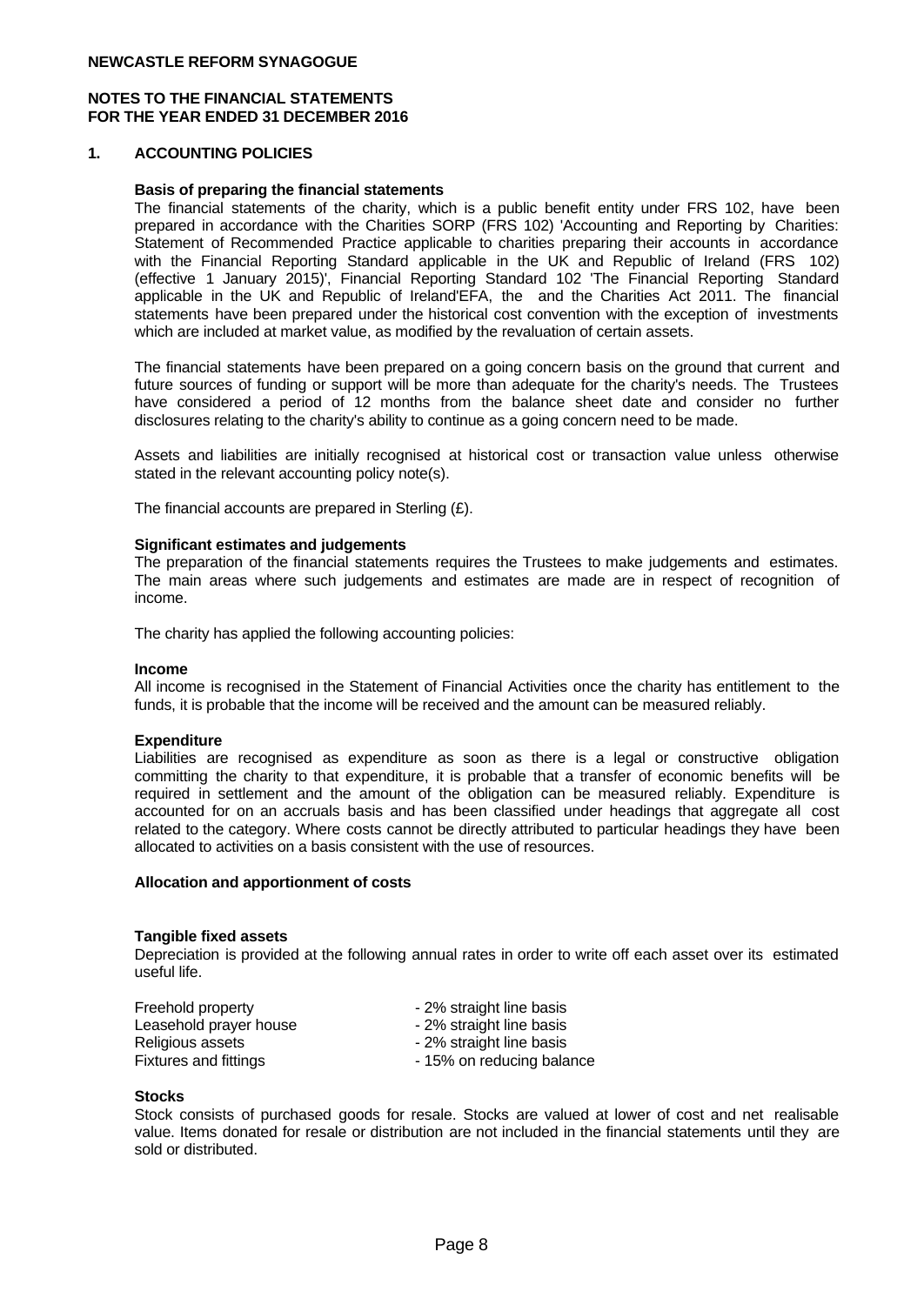**NEWCASTLE REFORM SYNAGOGUE**

**NOTES TO THE FINANCIAL STATEMENTS**
**FOR THE YEAR ENDED 31 DECEMBER 2016**

## 1. ACCOUNTING POLICIES

**Basis of preparing the financial statements**

The financial statements of the charity, which is a public benefit entity under FRS 102, have been prepared in accordance with the Charities SORP (FRS 102) 'Accounting and Reporting by Charities: Statement of Recommended Practice applicable to charities preparing their accounts in accordance with the Financial Reporting Standard applicable in the UK and Republic of Ireland (FRS 102) (effective 1 January 2015)', Financial Reporting Standard 102 'The Financial Reporting Standard applicable in the UK and Republic of Ireland'EFA, the and the Charities Act 2011. The financial statements have been prepared under the historical cost convention with the exception of investments which are included at market value, as modified by the revaluation of certain assets.

The financial statements have been prepared on a going concern basis on the ground that current and future sources of funding or support will be more than adequate for the charity's needs. The Trustees have considered a period of 12 months from the balance sheet date and consider no further disclosures relating to the charity's ability to continue as a going concern need to be made.

Assets and liabilities are initially recognised at historical cost or transaction value unless otherwise stated in the relevant accounting policy note(s).

The financial accounts are prepared in Sterling (£).

**Significant estimates and judgements**

The preparation of the financial statements requires the Trustees to make judgements and estimates. The main areas where such judgements and estimates are made are in respect of recognition of income.

The charity has applied the following accounting policies:

**Income**

All income is recognised in the Statement of Financial Activities once the charity has entitlement to the funds, it is probable that the income will be received and the amount can be measured reliably.

**Expenditure**

Liabilities are recognised as expenditure as soon as there is a legal or constructive obligation committing the charity to that expenditure, it is probable that a transfer of economic benefits will be required in settlement and the amount of the obligation can be measured reliably. Expenditure is accounted for on an accruals basis and has been classified under headings that aggregate all cost related to the category. Where costs cannot be directly attributed to particular headings they have been allocated to activities on a basis consistent with the use of resources.

**Allocation and apportionment of costs**

**Tangible fixed assets**

Depreciation is provided at the following annual rates in order to write off each asset over its estimated useful life.

| | |
|---|---|
| Freehold property | - 2% straight line basis |
| Leasehold prayer house | - 2% straight line basis |
| Religious assets | - 2% straight line basis |
| Fixtures and fittings | - 15% on reducing balance |

**Stocks**

Stock consists of purchased goods for resale. Stocks are valued at lower of cost and net realisable value. Items donated for resale or distribution are not included in the financial statements until they are sold or distributed.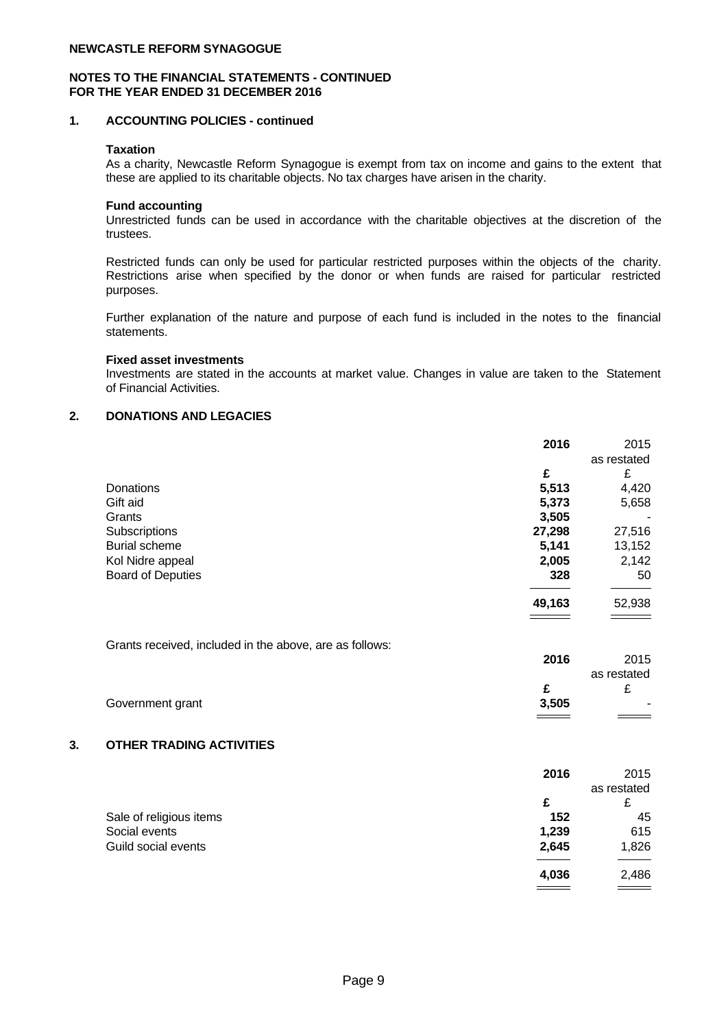**NOTES TO THE FINANCIAL STATEMENTS - CONTINUED**
**FOR THE YEAR ENDED 31 DECEMBER 2016**

## 1. ACCOUNTING POLICIES - continued

**Taxation**

As a charity, Newcastle Reform Synagogue is exempt from tax on income and gains to the extent that these are applied to its charitable objects. No tax charges have arisen in the charity.

**Fund accounting**

Unrestricted funds can be used in accordance with the charitable objectives at the discretion of the trustees.

Restricted funds can only be used for particular restricted purposes within the objects of the charity. Restrictions arise when specified by the donor or when funds are raised for particular restricted purposes.

Further explanation of the nature and purpose of each fund is included in the notes to the financial statements.

**Fixed asset investments**

Investments are stated in the accounts at market value. Changes in value are taken to the Statement of Financial Activities.

## 2. DONATIONS AND LEGACIES

| | 2016 | 2015 as restated |
|---|---|---|
| | £ | £ |
| Donations | 5,513 | 4,420 |
| Gift aid | 5,373 | 5,658 |
| Grants | 3,505 | - |
| Subscriptions | 27,298 | 27,516 |
| Burial scheme | 5,141 | 13,152 |
| Kol Nidre appeal | 2,005 | 2,142 |
| Board of Deputies | 328 | 50 |
| | 49,163 | 52,938 |

Grants received, included in the above, are as follows:

| | 2016 | 2015 as restated |
|---|---|---|
| | £ | £ |
| Government grant | 3,505 | - |

## 3. OTHER TRADING ACTIVITIES

| | 2016 | 2015 as restated |
|---|---|---|
| | £ | £ |
| Sale of religious items | 152 | 45 |
| Social events | 1,239 | 615 |
| Guild social events | 2,645 | 1,826 |
| | 4,036 | 2,486 |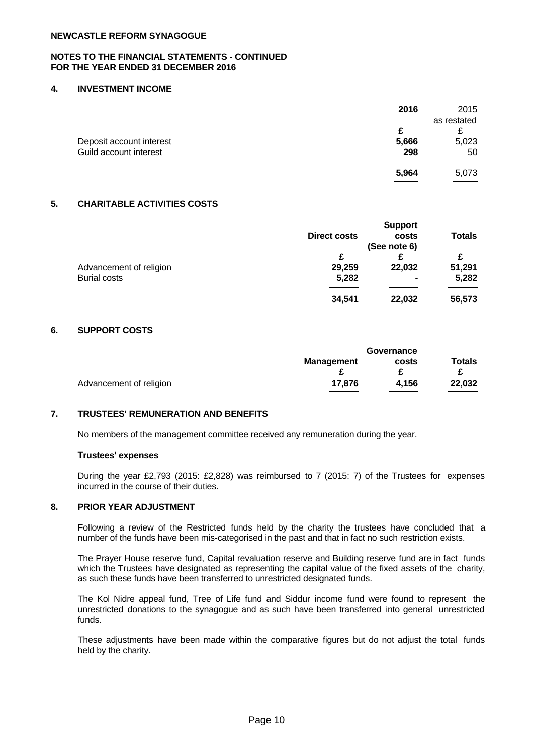**NEWCASTLE REFORM SYNAGOGUE**

**NOTES TO THE FINANCIAL STATEMENTS - CONTINUED**
**FOR THE YEAR ENDED 31 DECEMBER 2016**

## 4. INVESTMENT INCOME

| | 2016 | 2015 as restated |
|---|---|---|
| | £ | £ |
| Deposit account interest | 5,666 | 5,023 |
| Guild account interest | 298 | 50 |
| | 5,964 | 5,073 |

## 5. CHARITABLE ACTIVITIES COSTS

| | Direct costs | Support costs (See note 6) | Totals |
|---|---|---|---|
| | £ | £ | £ |
| Advancement of religion | 29,259 | 22,032 | 51,291 |
| Burial costs | 5,282 | - | 5,282 |
| | 34,541 | 22,032 | 56,573 |

## 6. SUPPORT COSTS

| | Management | Governance costs | Totals |
|---|---|---|---|
| | £ | £ | £ |
| Advancement of religion | 17,876 | 4,156 | 22,032 |

## 7. TRUSTEES' REMUNERATION AND BENEFITS

No members of the management committee received any remuneration during the year.

**Trustees' expenses**

During the year £2,793 (2015: £2,828) was reimbursed to 7 (2015: 7) of the Trustees for expenses incurred in the course of their duties.

## 8. PRIOR YEAR ADJUSTMENT

Following a review of the Restricted funds held by the charity the trustees have concluded that a number of the funds have been mis-categorised in the past and that in fact no such restriction exists.

The Prayer House reserve fund, Capital revaluation reserve and Building reserve fund are in fact funds which the Trustees have designated as representing the capital value of the fixed assets of the charity, as such these funds have been transferred to unrestricted designated funds.

The Kol Nidre appeal fund, Tree of Life fund and Siddur income fund were found to represent the unrestricted donations to the synagogue and as such have been transferred into general unrestricted funds.

These adjustments have been made within the comparative figures but do not adjust the total funds held by the charity.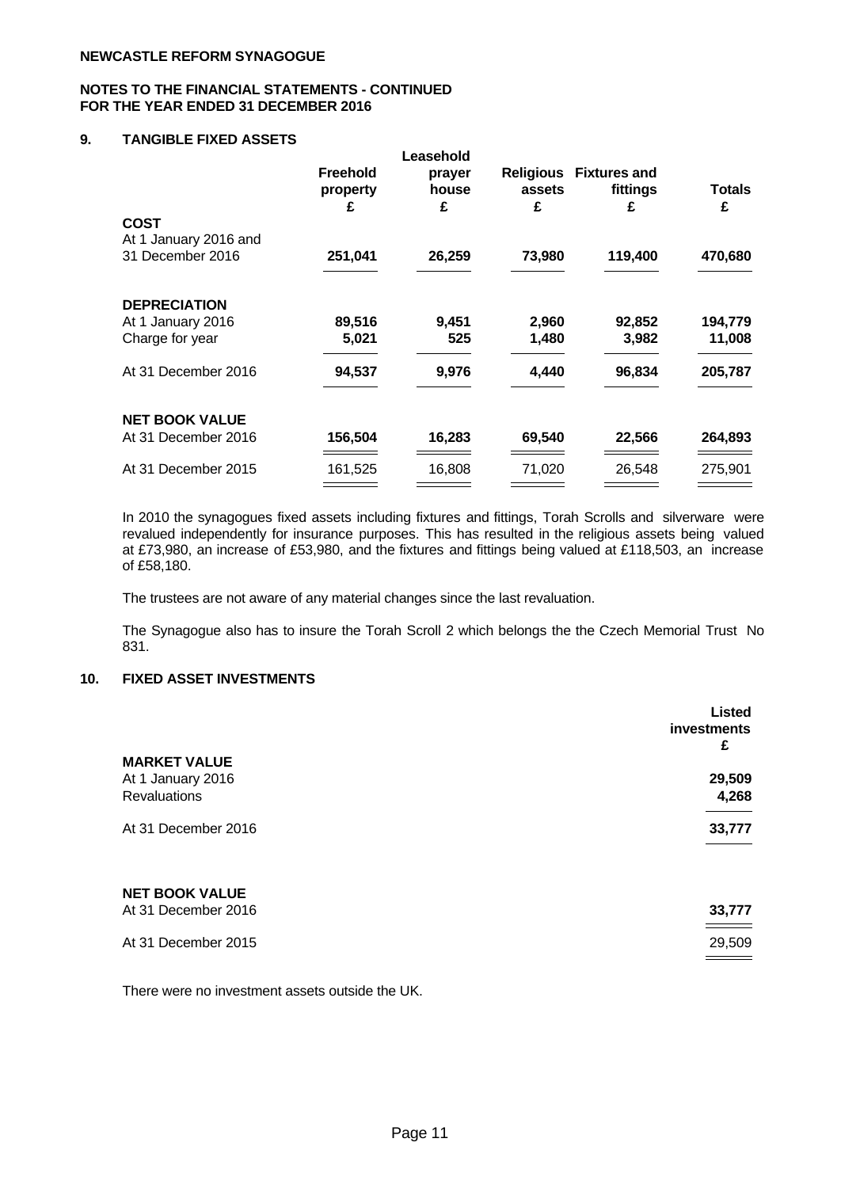**NEWCASTLE REFORM SYNAGOGUE**

**NOTES TO THE FINANCIAL STATEMENTS - CONTINUED**
**FOR THE YEAR ENDED 31 DECEMBER 2016**

## 9. TANGIBLE FIXED ASSETS

| | Freehold property £ | Leasehold prayer house £ | Religious assets £ | Fixtures and fittings £ | Totals £ |
|---|---|---|---|---|---|
| **COST** | | | | | |
| At 1 January 2016 and 31 December 2016 | **251,041** | **26,259** | **73,980** | **119,400** | **470,680** |
| | | | | | |
| **DEPRECIATION** | | | | | |
| At 1 January 2016 | **89,516** | **9,451** | **2,960** | **92,852** | **194,779** |
| Charge for year | **5,021** | **525** | **1,480** | **3,982** | **11,008** |
| At 31 December 2016 | **94,537** | **9,976** | **4,440** | **96,834** | **205,787** |
| | | | | | |
| **NET BOOK VALUE** | | | | | |
| At 31 December 2016 | **156,504** | **16,283** | **69,540** | **22,566** | **264,893** |
| At 31 December 2015 | 161,525 | 16,808 | 71,020 | 26,548 | 275,901 |

In 2010 the synagogues fixed assets including fixtures and fittings, Torah Scrolls and silverware were revalued independently for insurance purposes. This has resulted in the religious assets being valued at £73,980, an increase of £53,980, and the fixtures and fittings being valued at £118,503, an increase of £58,180.

The trustees are not aware of any material changes since the last revaluation.

The Synagogue also has to insure the Torah Scroll 2 which belongs the the Czech Memorial Trust No 831.

## 10. FIXED ASSET INVESTMENTS

| | Listed investments £ |
|---|---|
| **MARKET VALUE** | |
| At 1 January 2016 | **29,509** |
| Revaluations | **4,268** |
| At 31 December 2016 | **33,777** |
| | |
| **NET BOOK VALUE** | |
| At 31 December 2016 | **33,777** |
| At 31 December 2015 | 29,509 |

There were no investment assets outside the UK.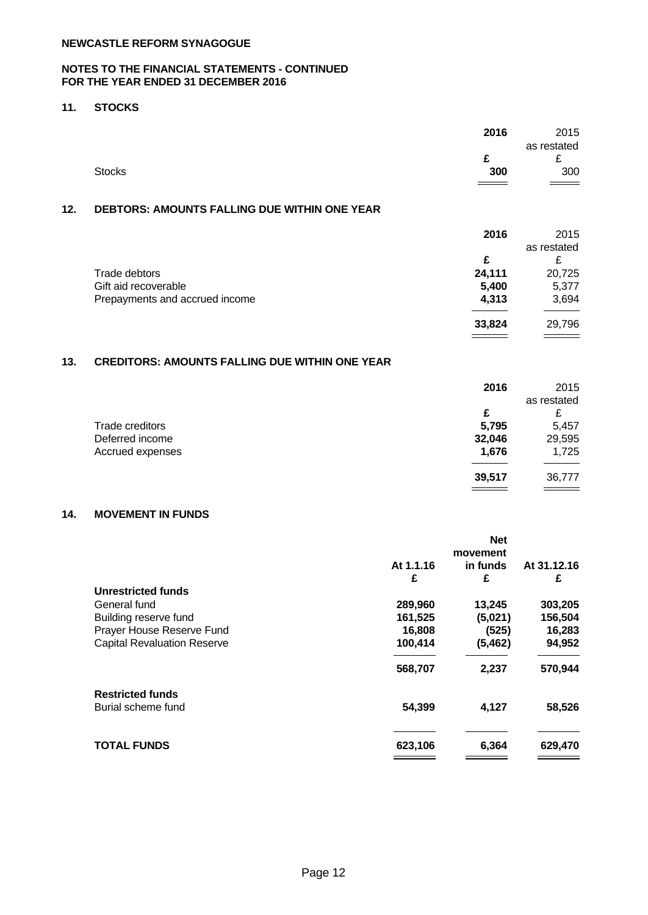**NEWCASTLE REFORM SYNAGOGUE**

**NOTES TO THE FINANCIAL STATEMENTS - CONTINUED**
**FOR THE YEAR ENDED 31 DECEMBER 2016**

## 11. STOCKS

| | 2016 | 2015 as restated |
|---|---|---|
| | £ | £ |
| Stocks | 300 | 300 |

## 12. DEBTORS: AMOUNTS FALLING DUE WITHIN ONE YEAR

| | 2016 | 2015 as restated |
|---|---|---|
| | £ | £ |
| Trade debtors | 24,111 | 20,725 |
| Gift aid recoverable | 5,400 | 5,377 |
| Prepayments and accrued income | 4,313 | 3,694 |
| | 33,824 | 29,796 |

## 13. CREDITORS: AMOUNTS FALLING DUE WITHIN ONE YEAR

| | 2016 | 2015 as restated |
|---|---|---|
| | £ | £ |
| Trade creditors | 5,795 | 5,457 |
| Deferred income | 32,046 | 29,595 |
| Accrued expenses | 1,676 | 1,725 |
| | 39,517 | 36,777 |

## 14. MOVEMENT IN FUNDS

| | At 1.1.16 | Net movement in funds | At 31.12.16 |
|---|---|---|---|
| | £ | £ | £ |
| **Unrestricted funds** | | | |
| General fund | 289,960 | 13,245 | 303,205 |
| Building reserve fund | 161,525 | (5,021) | 156,504 |
| Prayer House Reserve Fund | 16,808 | (525) | 16,283 |
| Capital Revaluation Reserve | 100,414 | (5,462) | 94,952 |
| | 568,707 | 2,237 | 570,944 |
| **Restricted funds** | | | |
| Burial scheme fund | 54,399 | 4,127 | 58,526 |
| **TOTAL FUNDS** | 623,106 | 6,364 | 629,470 |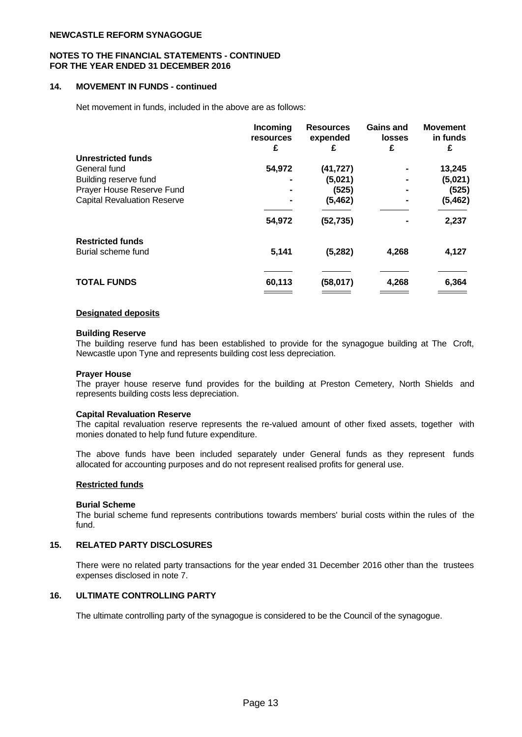**NEWCASTLE REFORM SYNAGOGUE**

**NOTES TO THE FINANCIAL STATEMENTS - CONTINUED**
**FOR THE YEAR ENDED 31 DECEMBER 2016**

## 14. MOVEMENT IN FUNDS - continued

Net movement in funds, included in the above are as follows:

| | Incoming resources £ | Resources expended £ | Gains and losses £ | Movement in funds £ |
|---|---|---|---|---|
| **Unrestricted funds** | | | | |
| General fund | **54,972** | **(41,727)** | **-** | **13,245** |
| Building reserve fund | **-** | **(5,021)** | **-** | **(5,021)** |
| Prayer House Reserve Fund | **-** | **(525)** | **-** | **(525)** |
| Capital Revaluation Reserve | **-** | **(5,462)** | **-** | **(5,462)** |
| | **54,972** | **(52,735)** | **-** | **2,237** |
| **Restricted funds** | | | | |
| Burial scheme fund | **5,141** | **(5,282)** | **4,268** | **4,127** |
| **TOTAL FUNDS** | **60,113** | **(58,017)** | **4,268** | **6,364** |

**Designated deposits**

**Building Reserve**
The building reserve fund has been established to provide for the synagogue building at The Croft, Newcastle upon Tyne and represents building cost less depreciation.

**Prayer House**
The prayer house reserve fund provides for the building at Preston Cemetery, North Shields and represents building costs less depreciation.

**Capital Revaluation Reserve**
The capital revaluation reserve represents the re-valued amount of other fixed assets, together with monies donated to help fund future expenditure.

The above funds have been included separately under General funds as they represent funds allocated for accounting purposes and do not represent realised profits for general use.

**Restricted funds**

**Burial Scheme**
The burial scheme fund represents contributions towards members' burial costs within the rules of the fund.

## 15. RELATED PARTY DISCLOSURES

There were no related party transactions for the year ended 31 December 2016 other than the trustees expenses disclosed in note 7.

## 16. ULTIMATE CONTROLLING PARTY

The ultimate controlling party of the synagogue is considered to be the Council of the synagogue.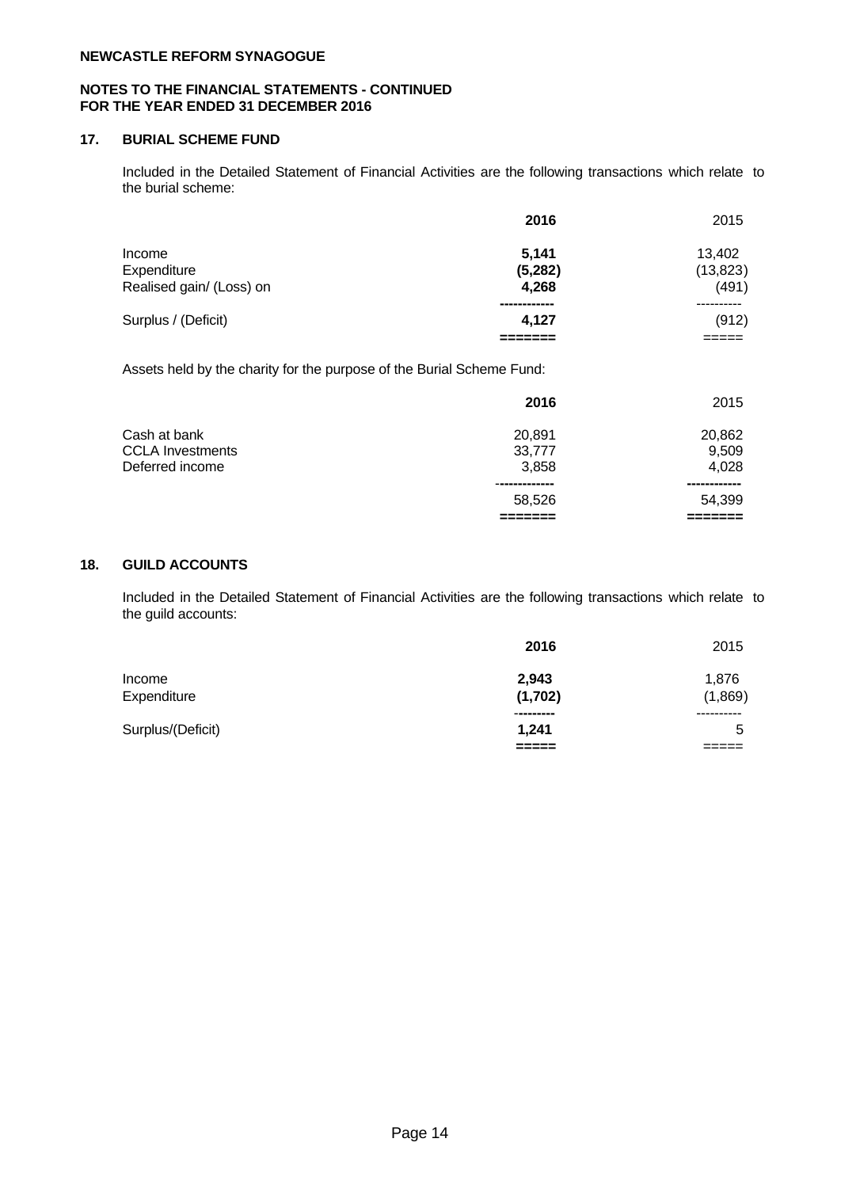NEWCASTLE REFORM SYNAGOGUE

NOTES TO THE FINANCIAL STATEMENTS - CONTINUED
FOR THE YEAR ENDED 31 DECEMBER 2016

## 17. BURIAL SCHEME FUND

Included in the Detailed Statement of Financial Activities are the following transactions which relate to the burial scheme:

| | 2016 | 2015 |
|---|---|---|
| Income | **5,141** | 13,402 |
| Expenditure | **(5,282)** | (13,823) |
| Realised gain/ (Loss) on | **4,268** | (491) |
| Surplus / (Deficit) | **4,127** | (912) |

Assets held by the charity for the purpose of the Burial Scheme Fund:

| | 2016 | 2015 |
|---|---|---|
| Cash at bank | 20,891 | 20,862 |
| CCLA Investments | 33,777 | 9,509 |
| Deferred income | 3,858 | 4,028 |
| | 58,526 | 54,399 |

## 18. GUILD ACCOUNTS

Included in the Detailed Statement of Financial Activities are the following transactions which relate to the guild accounts:

| | 2016 | 2015 |
|---|---|---|
| Income | **2,943** | 1,876 |
| Expenditure | **(1,702)** | (1,869) |
| Surplus/(Deficit) | **1,241** | 5 |